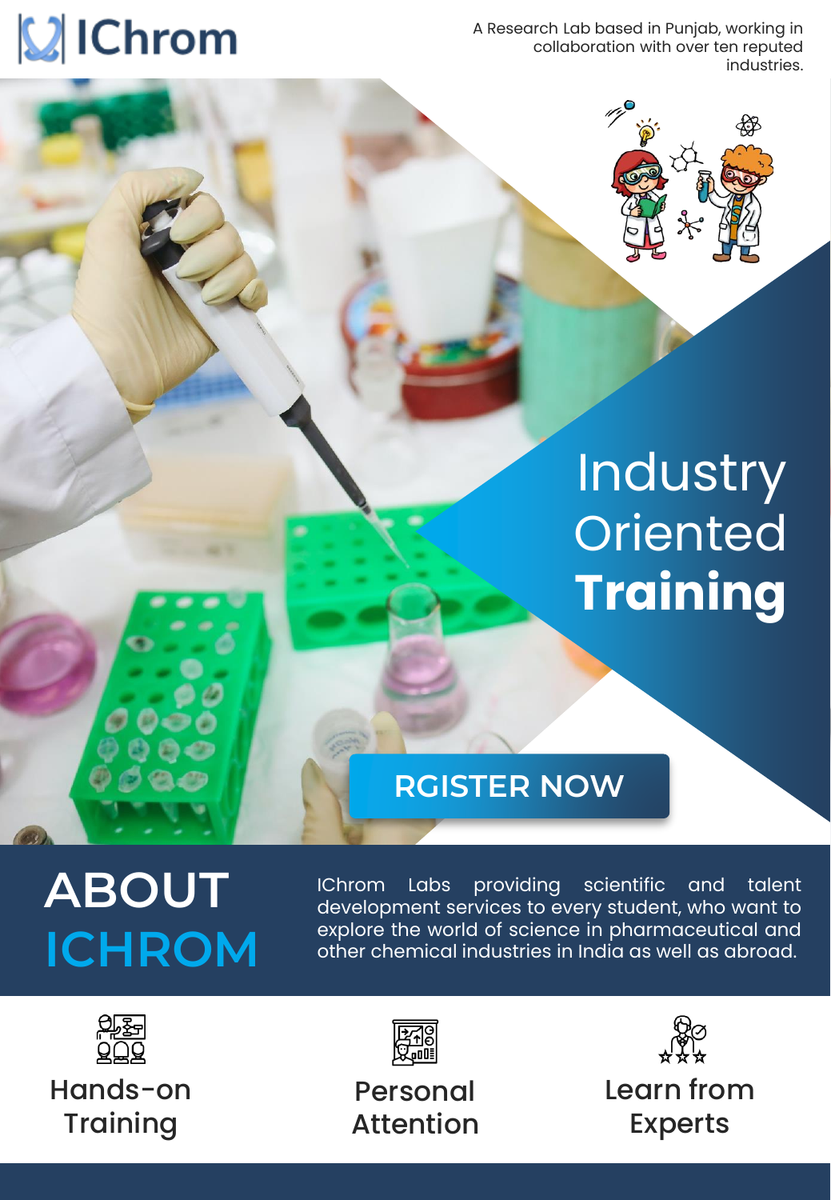# IChrom

A Research Lab based in Punjab, working in collaboration with over ten reputed industries.

# Industry Oriented **Training**

RGISTER NOW

## ABOUT ICHROM

IChrom Labs providing scientific and talent development services to every student, who want to explore the world of science in pharmaceutical and other chemical industries in India as well as abroad.

Hands-on Training

Personal Attention

Learn from Experts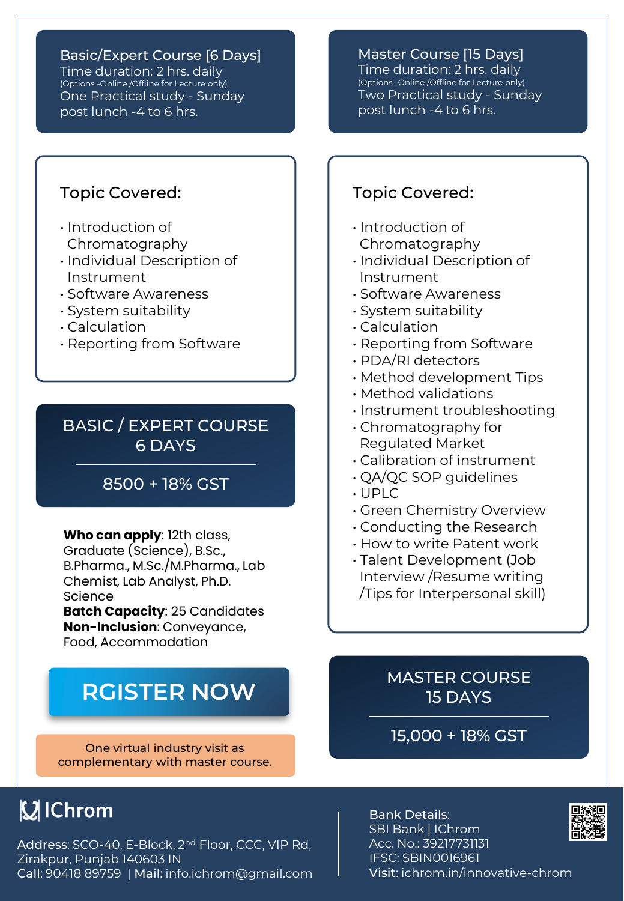## Basic/Expert Course [6 Days]

Time duration: 2 hrs. daily
(Options -Online /Offline for Lecture only)
One Practical study - Sunday post lunch -4 to 6 hrs.

### Topic Covered:

- Introduction of Chromatography
- Individual Description of Instrument
- Software Awareness
- System suitability
- Calculation
- Reporting from Software

### BASIC / EXPERT COURSE 6 DAYS

8500 + 18% GST

**Who can apply**: 12th class, Graduate (Science), B.Sc., B.Pharma., M.Sc./M.Pharma., Lab Chemist, Lab Analyst, Ph.D. Science
**Batch Capacity**: 25 Candidates
**Non-Inclusion**: Conveyance, Food, Accommodation

**RGISTER NOW**

One virtual industry visit as complementary with master course.

## Master Course [15 Days]

Time duration: 2 hrs. daily
(Options -Online /Offline for Lecture only)
Two Practical study - Sunday post lunch -4 to 6 hrs.

### Topic Covered:

- Introduction of Chromatography
- Individual Description of Instrument
- Software Awareness
- System suitability
- Calculation
- Reporting from Software
- PDA/RI detectors
- Method development Tips
- Method validations
- Instrument troubleshooting
- Chromatography for Regulated Market
- Calibration of instrument
- QA/QC SOP guidelines
- UPLC
- Green Chemistry Overview
- Conducting the Research
- How to write Patent work
- Talent Development (Job Interview /Resume writing /Tips for Interpersonal skill)

### MASTER COURSE 15 DAYS

15,000 + 18% GST

---

**IChrom**

**Address**: SCO-40, E-Block, 2nd Floor, CCC, VIP Rd, Zirakpur, Punjab 140603 IN
**Call**: 90418 89759 | **Mail**: info.ichrom@gmail.com

Bank Details:
SBI Bank | IChrom
Acc. No.: 39217731131
IFSC: SBIN0016961
Visit: ichrom.in/innovative-chrom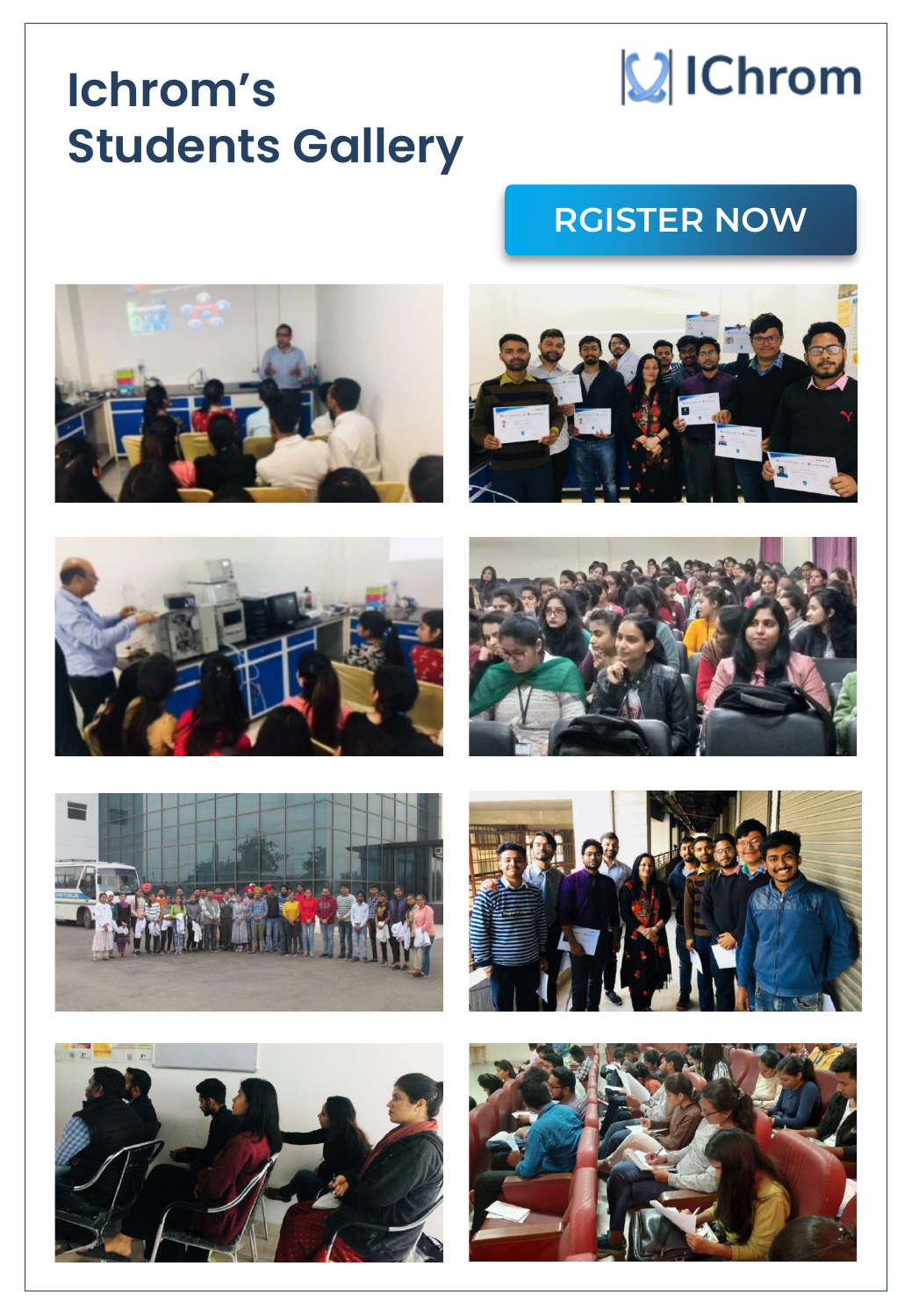# Ichrom's Students Gallery

IChrom

RGISTER NOW